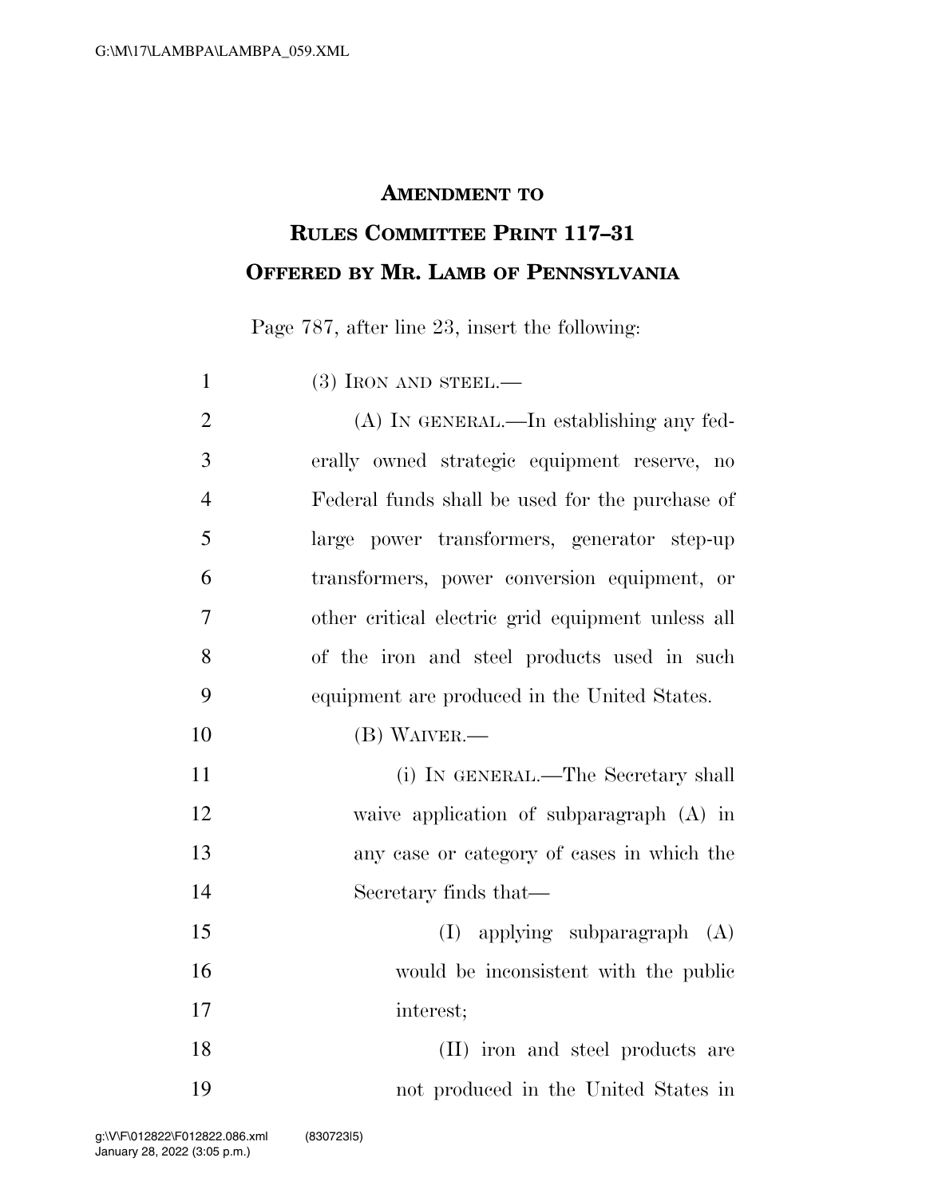**AMENDMENT TO**
**RULES COMMITTEE PRINT 117–31**
**OFFERED BY MR. LAMB OF PENNSYLVANIA**

Page 787, after line 23, insert the following:

(3) IRON AND STEEL.—

(A) IN GENERAL.—In establishing any federally owned strategic equipment reserve, no Federal funds shall be used for the purchase of large power transformers, generator step-up transformers, power conversion equipment, or other critical electric grid equipment unless all of the iron and steel products used in such equipment are produced in the United States.

(B) WAIVER.—

(i) IN GENERAL.—The Secretary shall waive application of subparagraph (A) in any case or category of cases in which the Secretary finds that—

(I) applying subparagraph (A) would be inconsistent with the public interest;

(II) iron and steel products are not produced in the United States in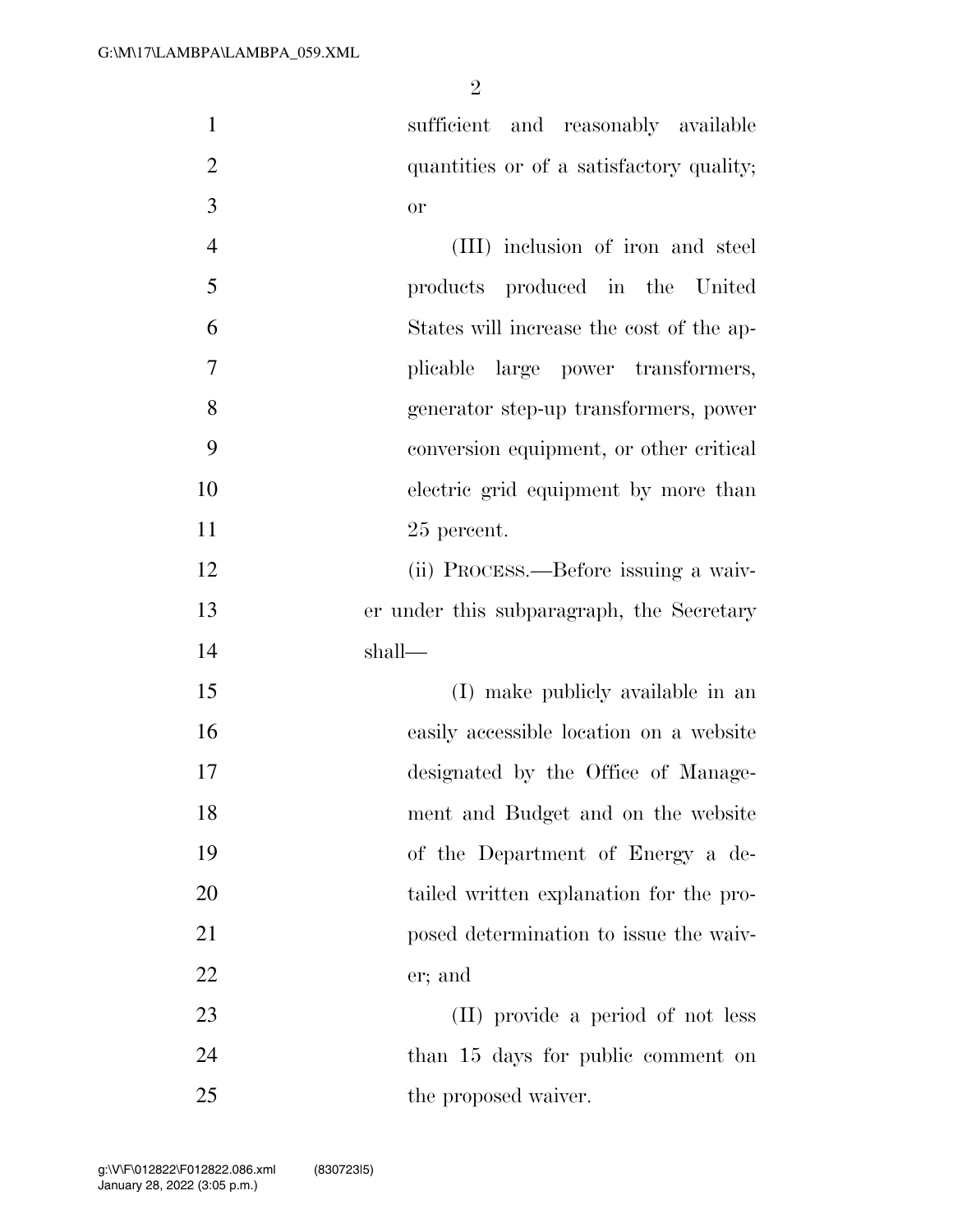sufficient and reasonably available quantities or of a satisfactory quality; or

(III) inclusion of iron and steel products produced in the United States will increase the cost of the applicable large power transformers, generator step-up transformers, power conversion equipment, or other critical electric grid equipment by more than 25 percent.

(ii) PROCESS.—Before issuing a waiver under this subparagraph, the Secretary shall—

(I) make publicly available in an easily accessible location on a website designated by the Office of Management and Budget and on the website of the Department of Energy a detailed written explanation for the proposed determination to issue the waiver; and

(II) provide a period of not less than 15 days for public comment on the proposed waiver.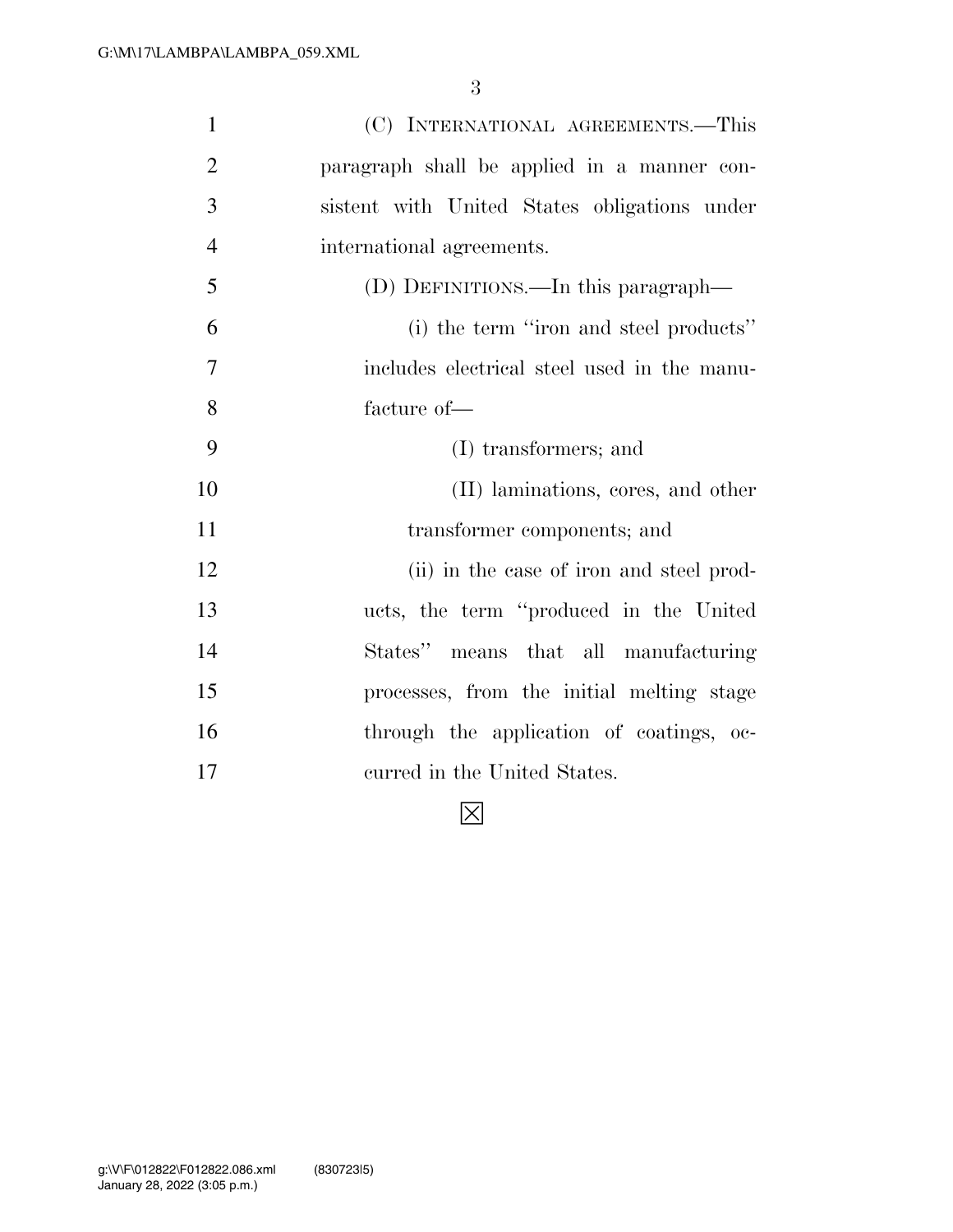(C) INTERNATIONAL AGREEMENTS.—This paragraph shall be applied in a manner consistent with United States obligations under international agreements.

(D) DEFINITIONS.—In this paragraph—

(i) the term ''iron and steel products'' includes electrical steel used in the manufacture of—

(I) transformers; and

(II) laminations, cores, and other transformer components; and

(ii) in the case of iron and steel products, the term ''produced in the United States'' means that all manufacturing processes, from the initial melting stage through the application of coatings, occurred in the United States.